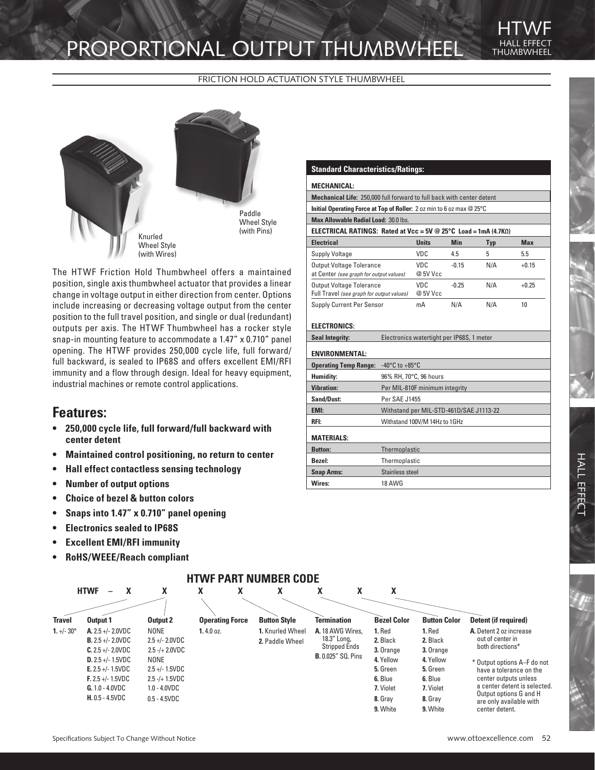# PROPORTIONAL OUTPUT THUMBWHEEL

HTWF
HALL EFFECT THUMBWHEEL

FRICTION HOLD ACTUATION STYLE THUMBWHEEL

Knurled Wheel Style (with Wires)

Paddle Wheel Style (with Pins)

The HTWF Friction Hold Thumbwheel offers a maintained position, single axis thumbwheel actuator that provides a linear change in voltage output in either direction from center. Options include increasing or decreasing voltage output from the center position to the full travel position, and single or dual (redundant) outputs per axis. The HTWF Thumbwheel has a rocker style snap-in mounting feature to accommodate a 1.47" x 0.710" panel opening. The HTWF provides 250,000 cycle life, full forward/full backward, is sealed to IP68S and offers excellent EMI/RFI immunity and a flow through design. Ideal for heavy equipment, industrial machines or remote control applications.

## Features:

- **250,000 cycle life, full forward/full backward with center detent**
- **Maintained control positioning, no return to center**
- **Hall effect contactless sensing technology**
- **Number of output options**
- **Choice of bezel & button colors**
- **Snaps into 1.47" x 0.710" panel opening**
- **Electronics sealed to IP68S**
- **Excellent EMI/RFI immunity**
- **RoHS/WEEE/Reach compliant**

### Standard Characteristics/Ratings:

**MECHANICAL:**

**Mechanical Life:** 250,000 full forward to full back with center detent

**Initial Operating Force at Top of Roller:** 2 oz min to 6 oz max @ 25°C

**Max Allowable Radial Load:** 30.0 lbs.

**ELECTRICAL RATINGS: Rated at Vcc = 5V @ 25°C Load = 1mA (4.7KΩ)**

| Electrical | Units | Min | Typ | Max |
|---|---|---|---|---|
| Supply Voltage | VDC | 4.5 | 5 | 5.5 |
| Output Voltage Tolerance at Center *(see graph for output values)* | VDC @ 5V Vcc | -0.15 | N/A | +0.15 |
| Output Voltage Tolerance Full Travel *(see graph for output values)* | VDC @ 5V Vcc | -0.25 | N/A | +0.25 |
| Supply Current Per Sensor | mA | N/A | N/A | 10 |

**ELECTRONICS:**

| | |
|---|---|
| **Seal Integrity:** | Electronics watertight per IP68S, 1 meter |

**ENVIRONMENTAL:**

| | |
|---|---|
| **Operating Temp Range:** | -40°C to +85°C |
| **Humidity:** | 96% RH, 70°C, 96 hours |
| **Vibration:** | Per MIL-810F minimum integrity |
| **Sand/Dust:** | Per SAE J1455 |
| **EMI:** | Withstand per MIL-STD-461D/SAE J1113-22 |
| **RFI:** | Withstand 100V/M 14Hz to 1GHz |

**MATERIALS:**

| | |
|---|---|
| **Button:** | Thermoplastic |
| **Bezel:** | Thermoplastic |
| **Snap Arms:** | Stainless steel |
| **Wires:** | 18 AWG |

## HTWF PART NUMBER CODE

HTWF – X X X X X X X X

| Travel | Output 1 | Output 2 | Operating Force | Button Style | Termination | Bezel Color | Button Color | Detent (if required) |
|---|---|---|---|---|---|---|---|---|
| **1.** +/- 30° | **A.** 2.5 +/- 2.0VDC | NONE | **1.** 4.0 oz. | **1.** Knurled Wheel | **A.** 18 AWG Wires, 18.3" Long, Stripped Ends | **1.** Red | **1.** Red | **A.** Detent 2 oz increase out of center in both directions* |
| | **B.** 2.5 +/- 2.0VDC | 2.5 +/- 2.0VDC | | **2.** Paddle Wheel | **B.** 0.025" SQ. Pins | **2.** Black | **2.** Black | |
| | **C.** 2.5 +/- 2.0VDC | 2.5 -/+ 2.0VDC | | | | **3.** Orange | **3.** Orange | |
| | **D.** 2.5 +/- 1.5VDC | NONE | | | | **4.** Yellow | **4.** Yellow | |
| | **E.** 2.5 +/- 1.5VDC | 2.5 +/- 1.5VDC | | | | **5.** Green | **5.** Green | |
| | **F.** 2.5 +/- 1.5VDC | 2.5 -/+ 1.5VDC | | | | **6.** Blue | **6.** Blue | |
| | **G.** 1.0 - 4.0VDC | 1.0 - 4.0VDC | | | | **7.** Violet | **7.** Violet | |
| | **H.** 0.5 - 4.5VDC | 0.5 - 4.5VDC | | | | **8.** Gray | **8.** Gray | |
| | | | | | | **9.** White | **9.** White | |

\* Output options A–F do not have a tolerance on the center outputs unless a center detent is selected. Output options G and H are only available with center detent.

Specifications Subject To Change Without Notice

www.ottoexcellence.com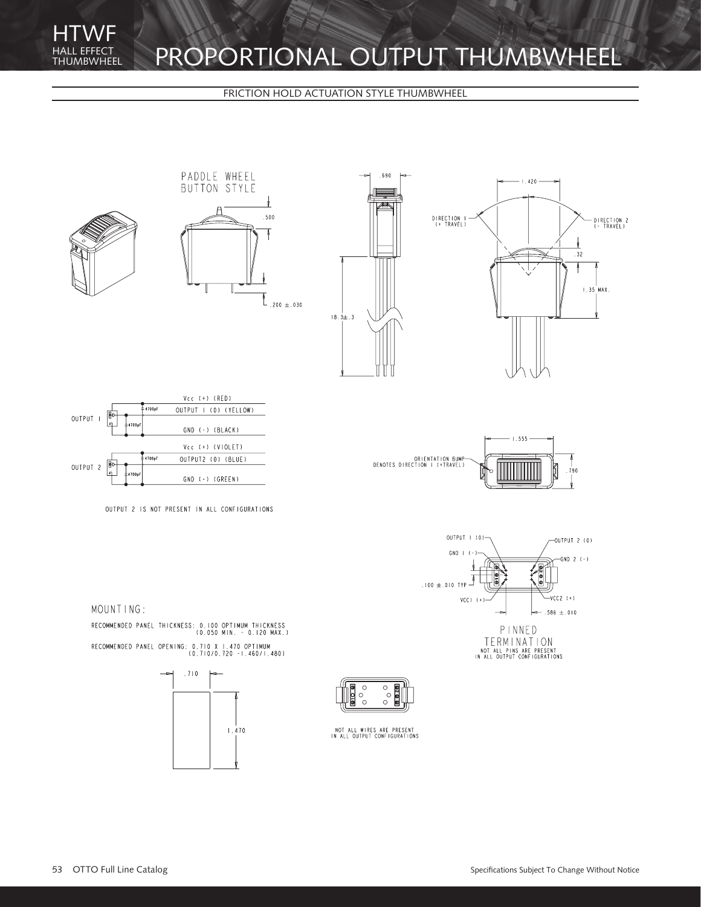# HTWF
HALL EFFECT THUMBWHEEL

# PROPORTIONAL OUTPUT THUMBWHEEL

FRICTION HOLD ACTUATION STYLE THUMBWHEEL

PADDLE WHEEL BUTTON STYLE

.500

.200 ± .030

.690

18.3 ± .3

1.420

DIRECTION 1 (+ TRAVEL)

DIRECTION 2 (- TRAVEL)

.32

1.35 MAX.

OUTPUT 1

Vcc (+) (RED)

OUTPUT 1 (0) (YELLOW)

GND (-) (BLACK)

4700pF

OUTPUT 2

Vcc (+) (VIOLET)

OUTPUT2 (0) (BLUE)

GND (-) (GREEN)

OUTPUT 2 IS NOT PRESENT IN ALL CONFIGURATIONS

1.555

ORIENTATION BUMP DENOTES DIRECTION 1 (+TRAVEL)

.790

OUTPUT 1 (0)

GND 1 (-)

.100 ± .010 TYP

VCC1 (+)

OUTPUT 2 (0)

GND 2 (-)

VCC2 (+)

.586 ± .010

PINNED TERMINATION

NOT ALL PINS ARE PRESENT IN ALL OUTPUT CONFIGURATIONS

MOUNTING:

RECOMMENDED PANEL THICKNESS: 0.100 OPTIMUM THICKNESS (0.050 MIN. - 0.120 MAX.)

RECOMMENDED PANEL OPENING: 0.710 X 1.470 OPTIMUM (0.710/0.720 - 1.460/1.480)

.710

1.470

NOT ALL WIRES ARE PRESENT IN ALL OUTPUT CONFIGURATIONS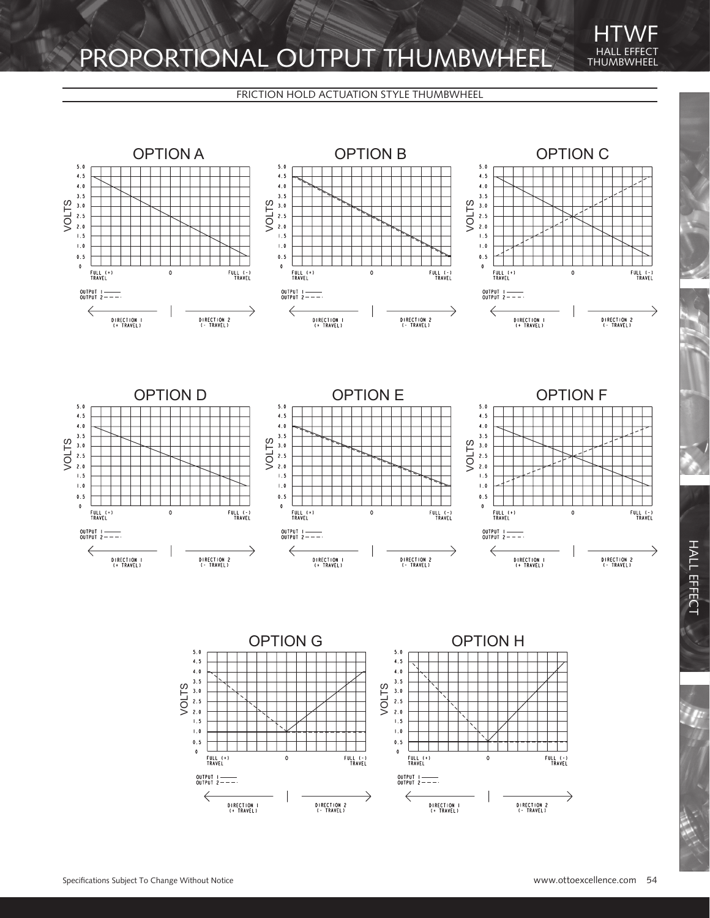# PROPORTIONAL OUTPUT THUMBWHEEL

HTWF
HALL EFFECT
THUMBWHEEL

FRICTION HOLD ACTUATION STYLE THUMBWHEEL

## OPTION A

VOLTS: 5.0, 4.5, 4.0, 3.5, 3.0, 2.5, 2.0, 1.5, 1.0, 0.5, 0

FULL (+) TRAVEL | 0 | FULL (-) TRAVEL

OUTPUT 1 ———
OUTPUT 2 – – –

DIRECTION 1 (+ TRAVEL) | DIRECTION 2 (- TRAVEL)

## OPTION B

VOLTS: 5.0, 4.5, 4.0, 3.5, 3.0, 2.5, 2.0, 1.5, 1.0, 0.5, 0

FULL (+) TRAVEL | 0 | FULL (-) TRAVEL

OUTPUT 1 ———
OUTPUT 2 – – –

DIRECTION 1 (+ TRAVEL) | DIRECTION 2 (- TRAVEL)

## OPTION C

VOLTS: 5.0, 4.5, 4.0, 3.5, 3.0, 2.5, 2.0, 1.5, 1.0, 0.5, 0

FULL (+) TRAVEL | 0 | FULL (-) TRAVEL

OUTPUT 1 ———
OUTPUT 2 – – –

DIRECTION 1 (+ TRAVEL) | DIRECTION 2 (- TRAVEL)

## OPTION D

VOLTS: 5.0, 4.5, 4.0, 3.5, 3.0, 2.5, 2.0, 1.5, 1.0, 0.5, 0

FULL (+) TRAVEL | 0 | FULL (-) TRAVEL

OUTPUT 1 ———
OUTPUT 2 – – –

DIRECTION 1 (+ TRAVEL) | DIRECTION 2 (- TRAVEL)

## OPTION E

VOLTS: 5.0, 4.5, 4.0, 3.5, 3.0, 2.5, 2.0, 1.5, 1.0, 0.5, 0

FULL (+) TRAVEL | 0 | FULL (-) TRAVEL

OUTPUT 1 ———
OUTPUT 2 – – –

DIRECTION 1 (+ TRAVEL) | DIRECTION 2 (- TRAVEL)

## OPTION F

VOLTS: 5.0, 4.5, 4.0, 3.5, 3.0, 2.5, 2.0, 1.5, 1.0, 0.5, 0

FULL (+) TRAVEL | 0 | FULL (-) TRAVEL

OUTPUT 1 ———
OUTPUT 2 – – –

DIRECTION 1 (+ TRAVEL) | DIRECTION 2 (- TRAVEL)

## OPTION G

VOLTS: 5.0, 4.5, 4.0, 3.5, 3.0, 2.5, 2.0, 1.5, 1.0, 0.5, 0

FULL (+) TRAVEL | 0 | FULL (-) TRAVEL

OUTPUT 1 ———
OUTPUT 2 – – –

DIRECTION 1 (+ TRAVEL) | DIRECTION 2 (- TRAVEL)

## OPTION H

VOLTS: 5.0, 4.5, 4.0, 3.5, 3.0, 2.5, 2.0, 1.5, 1.0, 0.5, 0

FULL (+) TRAVEL | 0 | FULL (-) TRAVEL

OUTPUT 1 ———
OUTPUT 2 – – –

DIRECTION 1 (+ TRAVEL) | DIRECTION 2 (- TRAVEL)

HALL EFFECT

Specifications Subject To Change Without Notice

www.ottoexcellence.com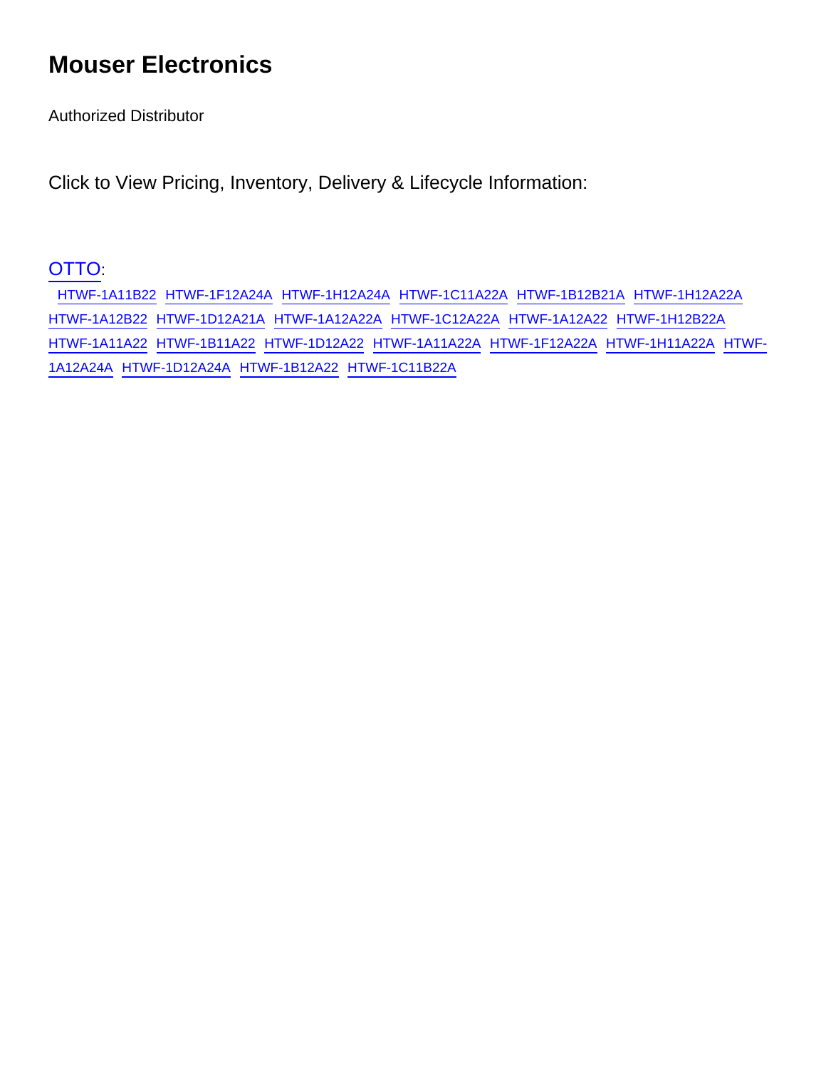# Mouser Electronics

Authorized Distributor

Click to View Pricing, Inventory, Delivery & Lifecycle Information:

OTTO:

HTWF-1A11B22 HTWF-1F12A24A HTWF-1H12A24A HTWF-1C11A22A HTWF-1B12B21A HTWF-1H12A22A HTWF-1A12B22 HTWF-1D12A21A HTWF-1A12A22A HTWF-1C12A22A HTWF-1A12A22 HTWF-1H12B22A HTWF-1A11A22 HTWF-1B11A22 HTWF-1D12A22 HTWF-1A11A22A HTWF-1F12A22A HTWF-1H11A22A HTWF-1A12A24A HTWF-1D12A24A HTWF-1B12A22 HTWF-1C11B22A